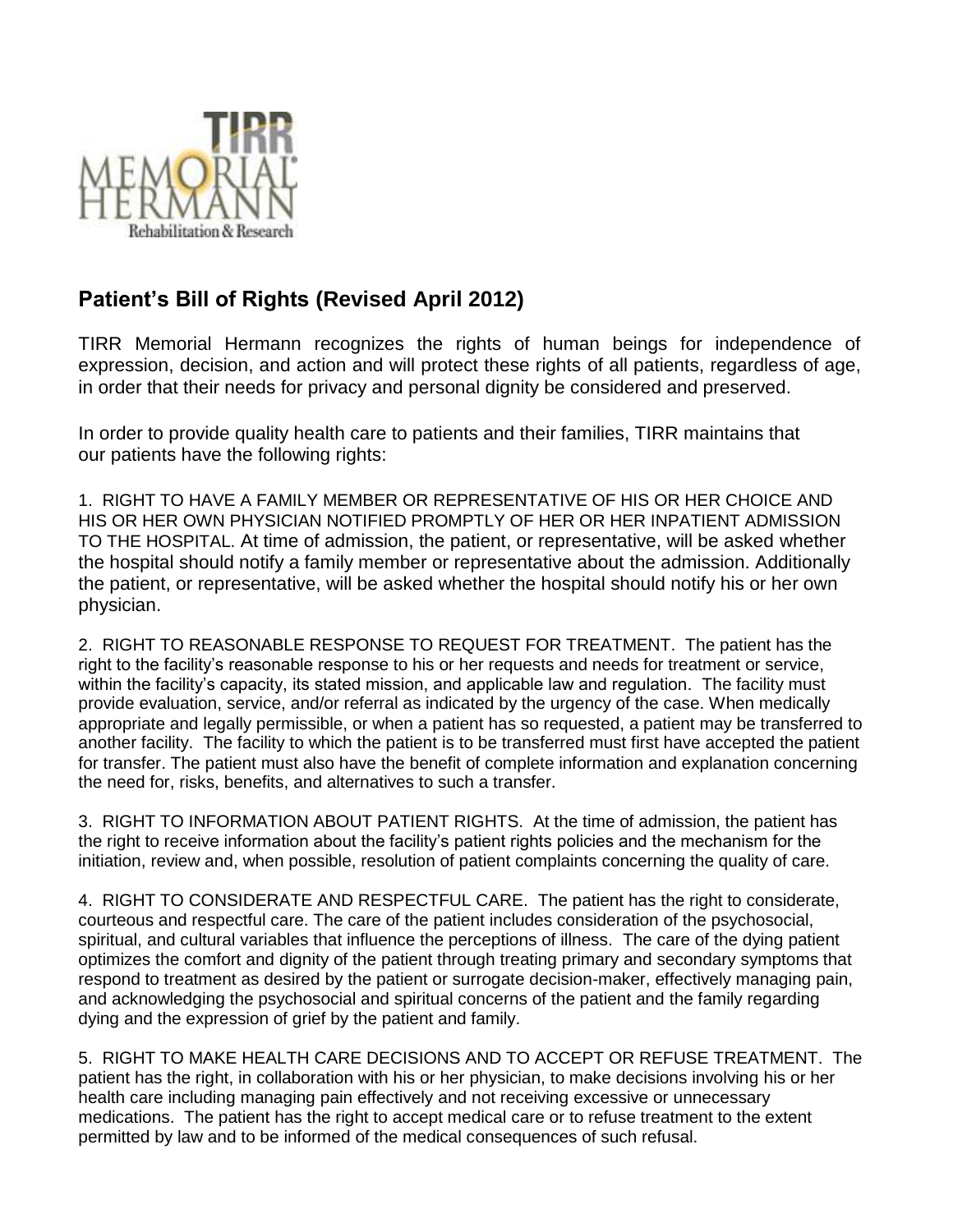TIRR MEMORIAL HERMANN Rehabilitation & Research

## Patient's Bill of Rights (Revised April 2012)

TIRR Memorial Hermann recognizes the rights of human beings for independence of expression, decision, and action and will protect these rights of all patients, regardless of age, in order that their needs for privacy and personal dignity be considered and preserved.

In order to provide quality health care to patients and their families, TIRR maintains that our patients have the following rights:

1. RIGHT TO HAVE A FAMILY MEMBER OR REPRESENTATIVE OF HIS OR HER CHOICE AND HIS OR HER OWN PHYSICIAN NOTIFIED PROMPTLY OF HER OR HER INPATIENT ADMISSION TO THE HOSPITAL. At time of admission, the patient, or representative, will be asked whether the hospital should notify a family member or representative about the admission. Additionally the patient, or representative, will be asked whether the hospital should notify his or her own physician.

2. RIGHT TO REASONABLE RESPONSE TO REQUEST FOR TREATMENT. The patient has the right to the facility's reasonable response to his or her requests and needs for treatment or service, within the facility's capacity, its stated mission, and applicable law and regulation. The facility must provide evaluation, service, and/or referral as indicated by the urgency of the case. When medically appropriate and legally permissible, or when a patient has so requested, a patient may be transferred to another facility. The facility to which the patient is to be transferred must first have accepted the patient for transfer. The patient must also have the benefit of complete information and explanation concerning the need for, risks, benefits, and alternatives to such a transfer.

3. RIGHT TO INFORMATION ABOUT PATIENT RIGHTS. At the time of admission, the patient has the right to receive information about the facility's patient rights policies and the mechanism for the initiation, review and, when possible, resolution of patient complaints concerning the quality of care.

4. RIGHT TO CONSIDERATE AND RESPECTFUL CARE. The patient has the right to considerate, courteous and respectful care. The care of the patient includes consideration of the psychosocial, spiritual, and cultural variables that influence the perceptions of illness. The care of the dying patient optimizes the comfort and dignity of the patient through treating primary and secondary symptoms that respond to treatment as desired by the patient or surrogate decision-maker, effectively managing pain, and acknowledging the psychosocial and spiritual concerns of the patient and the family regarding dying and the expression of grief by the patient and family.

5. RIGHT TO MAKE HEALTH CARE DECISIONS AND TO ACCEPT OR REFUSE TREATMENT. The patient has the right, in collaboration with his or her physician, to make decisions involving his or her health care including managing pain effectively and not receiving excessive or unnecessary medications. The patient has the right to accept medical care or to refuse treatment to the extent permitted by law and to be informed of the medical consequences of such refusal.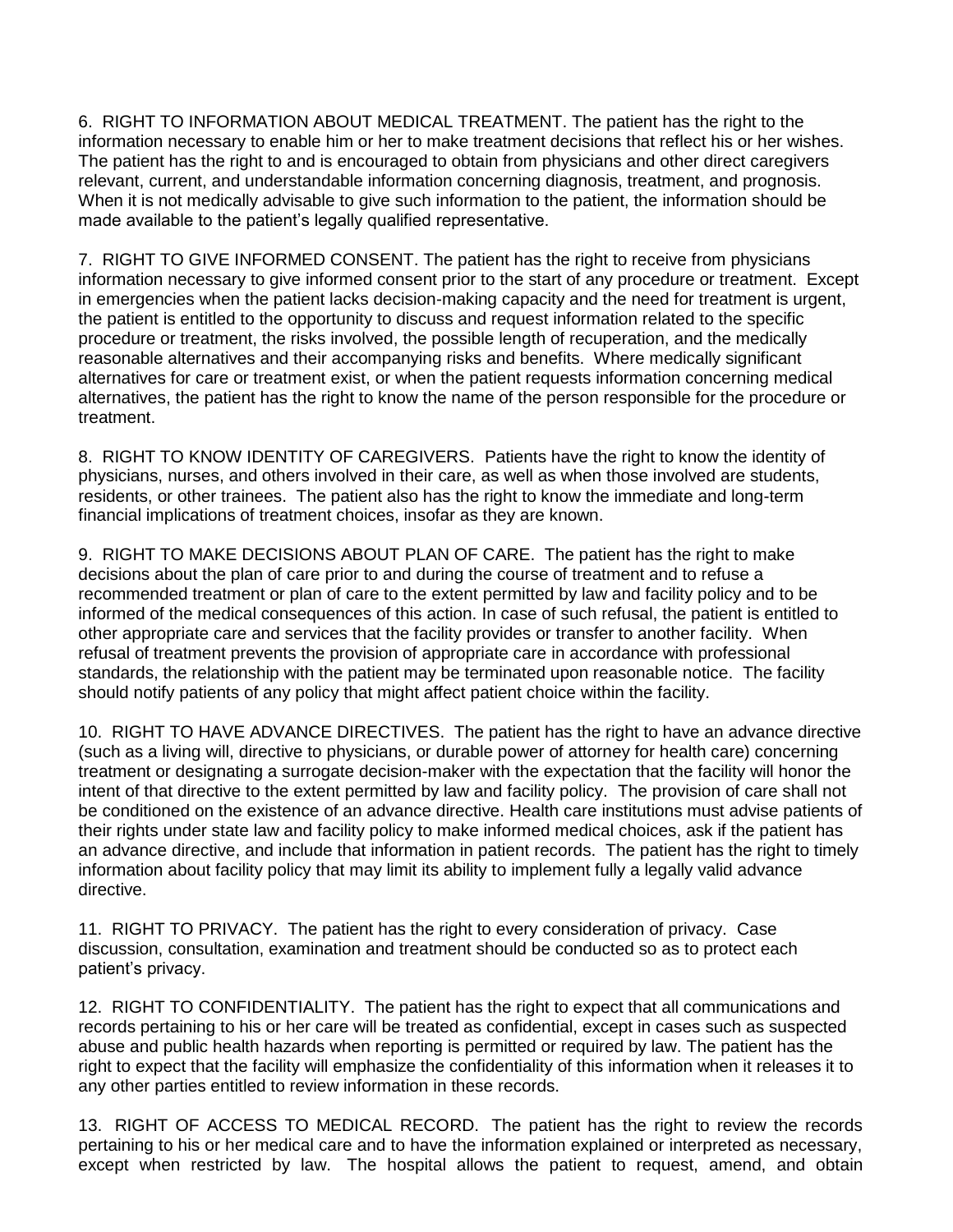6. RIGHT TO INFORMATION ABOUT MEDICAL TREATMENT. The patient has the right to the information necessary to enable him or her to make treatment decisions that reflect his or her wishes. The patient has the right to and is encouraged to obtain from physicians and other direct caregivers relevant, current, and understandable information concerning diagnosis, treatment, and prognosis. When it is not medically advisable to give such information to the patient, the information should be made available to the patient's legally qualified representative.

7. RIGHT TO GIVE INFORMED CONSENT. The patient has the right to receive from physicians information necessary to give informed consent prior to the start of any procedure or treatment. Except in emergencies when the patient lacks decision-making capacity and the need for treatment is urgent, the patient is entitled to the opportunity to discuss and request information related to the specific procedure or treatment, the risks involved, the possible length of recuperation, and the medically reasonable alternatives and their accompanying risks and benefits. Where medically significant alternatives for care or treatment exist, or when the patient requests information concerning medical alternatives, the patient has the right to know the name of the person responsible for the procedure or treatment.

8. RIGHT TO KNOW IDENTITY OF CAREGIVERS. Patients have the right to know the identity of physicians, nurses, and others involved in their care, as well as when those involved are students, residents, or other trainees. The patient also has the right to know the immediate and long-term financial implications of treatment choices, insofar as they are known.

9. RIGHT TO MAKE DECISIONS ABOUT PLAN OF CARE. The patient has the right to make decisions about the plan of care prior to and during the course of treatment and to refuse a recommended treatment or plan of care to the extent permitted by law and facility policy and to be informed of the medical consequences of this action. In case of such refusal, the patient is entitled to other appropriate care and services that the facility provides or transfer to another facility. When refusal of treatment prevents the provision of appropriate care in accordance with professional standards, the relationship with the patient may be terminated upon reasonable notice. The facility should notify patients of any policy that might affect patient choice within the facility.

10. RIGHT TO HAVE ADVANCE DIRECTIVES. The patient has the right to have an advance directive (such as a living will, directive to physicians, or durable power of attorney for health care) concerning treatment or designating a surrogate decision-maker with the expectation that the facility will honor the intent of that directive to the extent permitted by law and facility policy. The provision of care shall not be conditioned on the existence of an advance directive. Health care institutions must advise patients of their rights under state law and facility policy to make informed medical choices, ask if the patient has an advance directive, and include that information in patient records. The patient has the right to timely information about facility policy that may limit its ability to implement fully a legally valid advance directive.

11. RIGHT TO PRIVACY. The patient has the right to every consideration of privacy. Case discussion, consultation, examination and treatment should be conducted so as to protect each patient's privacy.

12. RIGHT TO CONFIDENTIALITY. The patient has the right to expect that all communications and records pertaining to his or her care will be treated as confidential, except in cases such as suspected abuse and public health hazards when reporting is permitted or required by law. The patient has the right to expect that the facility will emphasize the confidentiality of this information when it releases it to any other parties entitled to review information in these records.

13. RIGHT OF ACCESS TO MEDICAL RECORD. The patient has the right to review the records pertaining to his or her medical care and to have the information explained or interpreted as necessary, except when restricted by law. The hospital allows the patient to request, amend, and obtain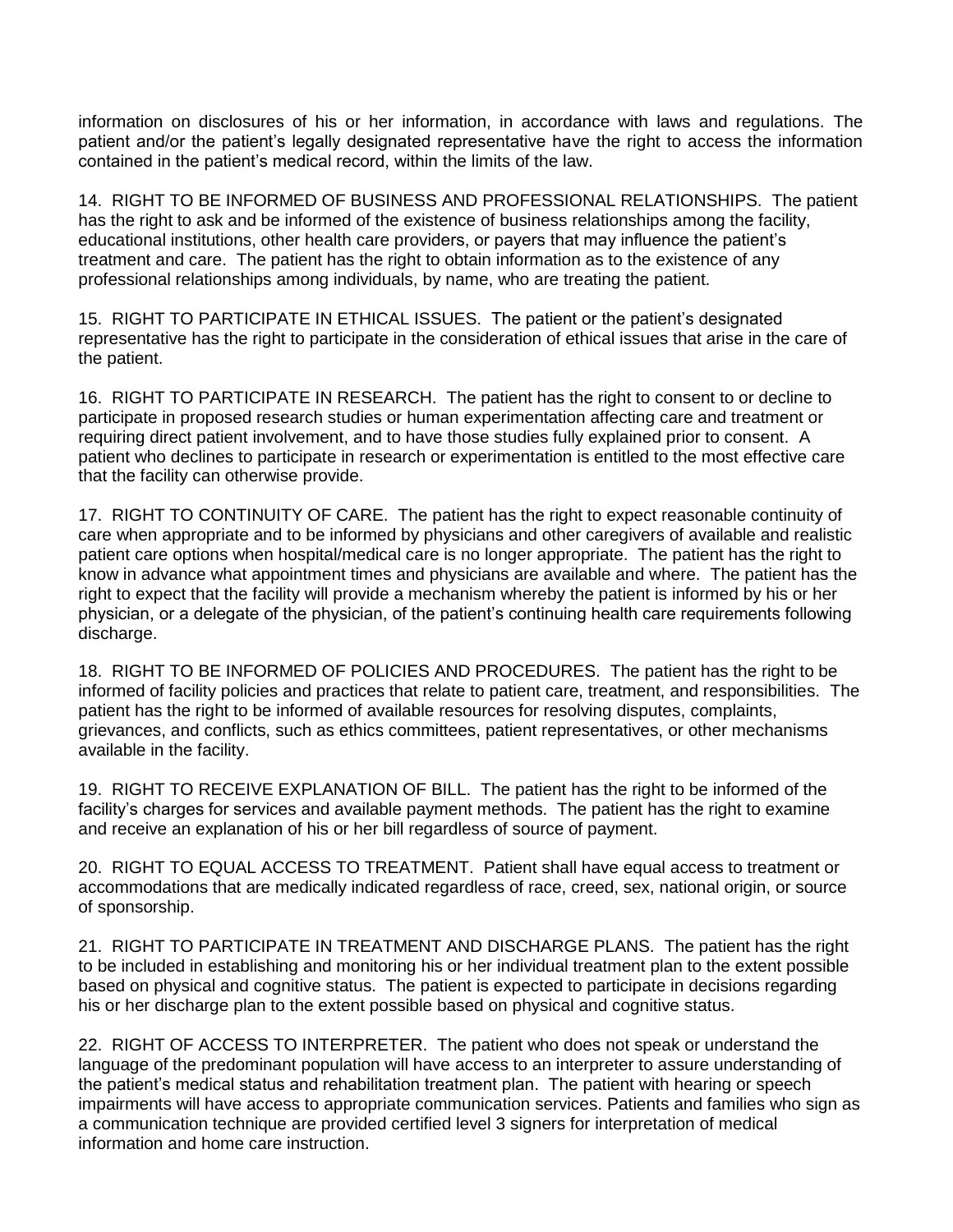information on disclosures of his or her information, in accordance with laws and regulations. The patient and/or the patient's legally designated representative have the right to access the information contained in the patient's medical record, within the limits of the law.

14. RIGHT TO BE INFORMED OF BUSINESS AND PROFESSIONAL RELATIONSHIPS. The patient has the right to ask and be informed of the existence of business relationships among the facility, educational institutions, other health care providers, or payers that may influence the patient's treatment and care. The patient has the right to obtain information as to the existence of any professional relationships among individuals, by name, who are treating the patient.

15. RIGHT TO PARTICIPATE IN ETHICAL ISSUES. The patient or the patient's designated representative has the right to participate in the consideration of ethical issues that arise in the care of the patient.

16. RIGHT TO PARTICIPATE IN RESEARCH. The patient has the right to consent to or decline to participate in proposed research studies or human experimentation affecting care and treatment or requiring direct patient involvement, and to have those studies fully explained prior to consent. A patient who declines to participate in research or experimentation is entitled to the most effective care that the facility can otherwise provide.

17. RIGHT TO CONTINUITY OF CARE. The patient has the right to expect reasonable continuity of care when appropriate and to be informed by physicians and other caregivers of available and realistic patient care options when hospital/medical care is no longer appropriate. The patient has the right to know in advance what appointment times and physicians are available and where. The patient has the right to expect that the facility will provide a mechanism whereby the patient is informed by his or her physician, or a delegate of the physician, of the patient's continuing health care requirements following discharge.

18. RIGHT TO BE INFORMED OF POLICIES AND PROCEDURES. The patient has the right to be informed of facility policies and practices that relate to patient care, treatment, and responsibilities. The patient has the right to be informed of available resources for resolving disputes, complaints, grievances, and conflicts, such as ethics committees, patient representatives, or other mechanisms available in the facility.

19. RIGHT TO RECEIVE EXPLANATION OF BILL. The patient has the right to be informed of the facility's charges for services and available payment methods. The patient has the right to examine and receive an explanation of his or her bill regardless of source of payment.

20. RIGHT TO EQUAL ACCESS TO TREATMENT. Patient shall have equal access to treatment or accommodations that are medically indicated regardless of race, creed, sex, national origin, or source of sponsorship.

21. RIGHT TO PARTICIPATE IN TREATMENT AND DISCHARGE PLANS. The patient has the right to be included in establishing and monitoring his or her individual treatment plan to the extent possible based on physical and cognitive status. The patient is expected to participate in decisions regarding his or her discharge plan to the extent possible based on physical and cognitive status.

22. RIGHT OF ACCESS TO INTERPRETER. The patient who does not speak or understand the language of the predominant population will have access to an interpreter to assure understanding of the patient's medical status and rehabilitation treatment plan. The patient with hearing or speech impairments will have access to appropriate communication services. Patients and families who sign as a communication technique are provided certified level 3 signers for interpretation of medical information and home care instruction.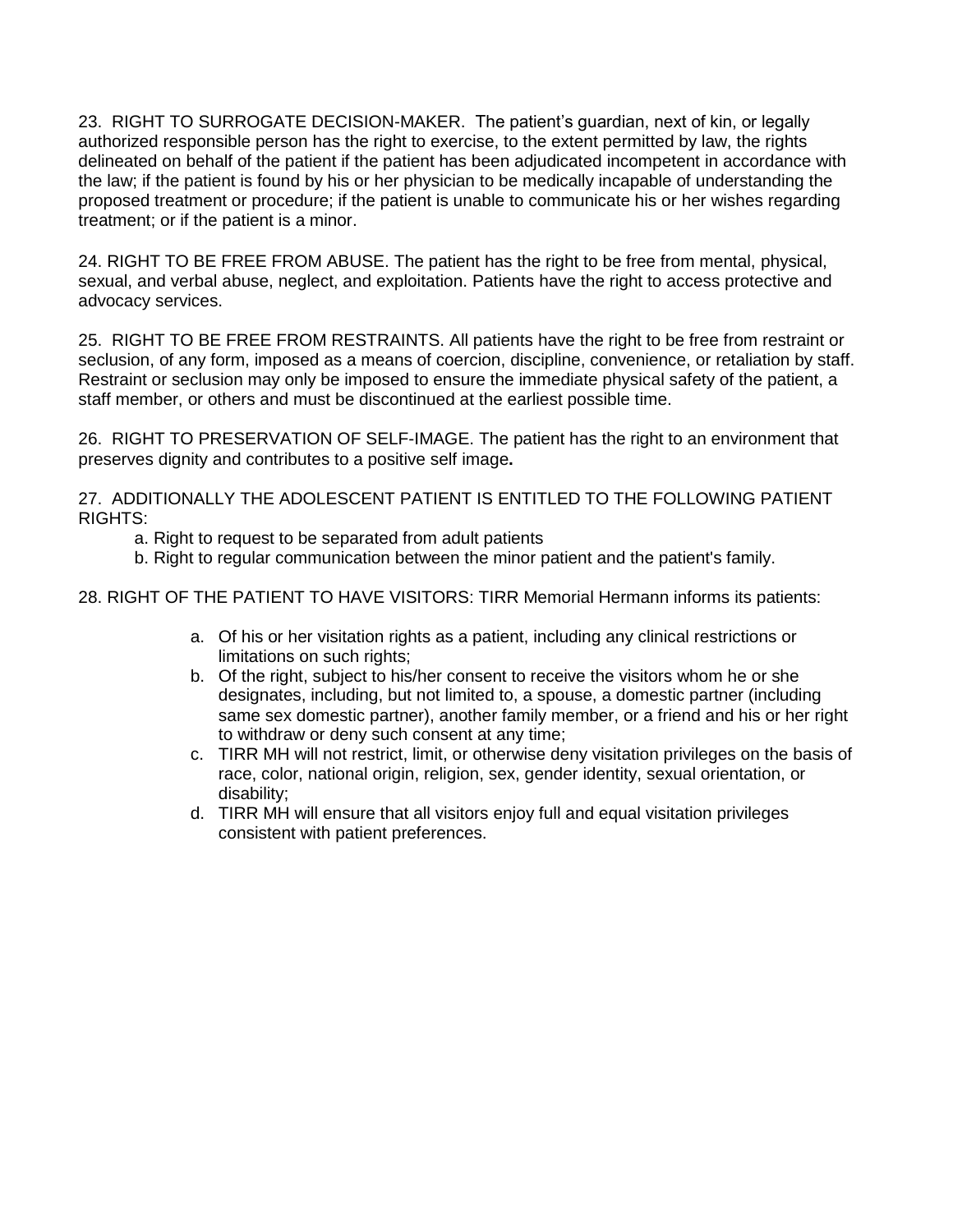23. RIGHT TO SURROGATE DECISION-MAKER. The patient's guardian, next of kin, or legally authorized responsible person has the right to exercise, to the extent permitted by law, the rights delineated on behalf of the patient if the patient has been adjudicated incompetent in accordance with the law; if the patient is found by his or her physician to be medically incapable of understanding the proposed treatment or procedure; if the patient is unable to communicate his or her wishes regarding treatment; or if the patient is a minor.

24. RIGHT TO BE FREE FROM ABUSE. The patient has the right to be free from mental, physical, sexual, and verbal abuse, neglect, and exploitation. Patients have the right to access protective and advocacy services.

25. RIGHT TO BE FREE FROM RESTRAINTS. All patients have the right to be free from restraint or seclusion, of any form, imposed as a means of coercion, discipline, convenience, or retaliation by staff. Restraint or seclusion may only be imposed to ensure the immediate physical safety of the patient, a staff member, or others and must be discontinued at the earliest possible time.

26. RIGHT TO PRESERVATION OF SELF-IMAGE. The patient has the right to an environment that preserves dignity and contributes to a positive self image**.**

27. ADDITIONALLY THE ADOLESCENT PATIENT IS ENTITLED TO THE FOLLOWING PATIENT RIGHTS:

a. Right to request to be separated from adult patients
b. Right to regular communication between the minor patient and the patient's family.

28. RIGHT OF THE PATIENT TO HAVE VISITORS: TIRR Memorial Hermann informs its patients:

a. Of his or her visitation rights as a patient, including any clinical restrictions or limitations on such rights;
b. Of the right, subject to his/her consent to receive the visitors whom he or she designates, including, but not limited to, a spouse, a domestic partner (including same sex domestic partner), another family member, or a friend and his or her right to withdraw or deny such consent at any time;
c. TIRR MH will not restrict, limit, or otherwise deny visitation privileges on the basis of race, color, national origin, religion, sex, gender identity, sexual orientation, or disability;
d. TIRR MH will ensure that all visitors enjoy full and equal visitation privileges consistent with patient preferences.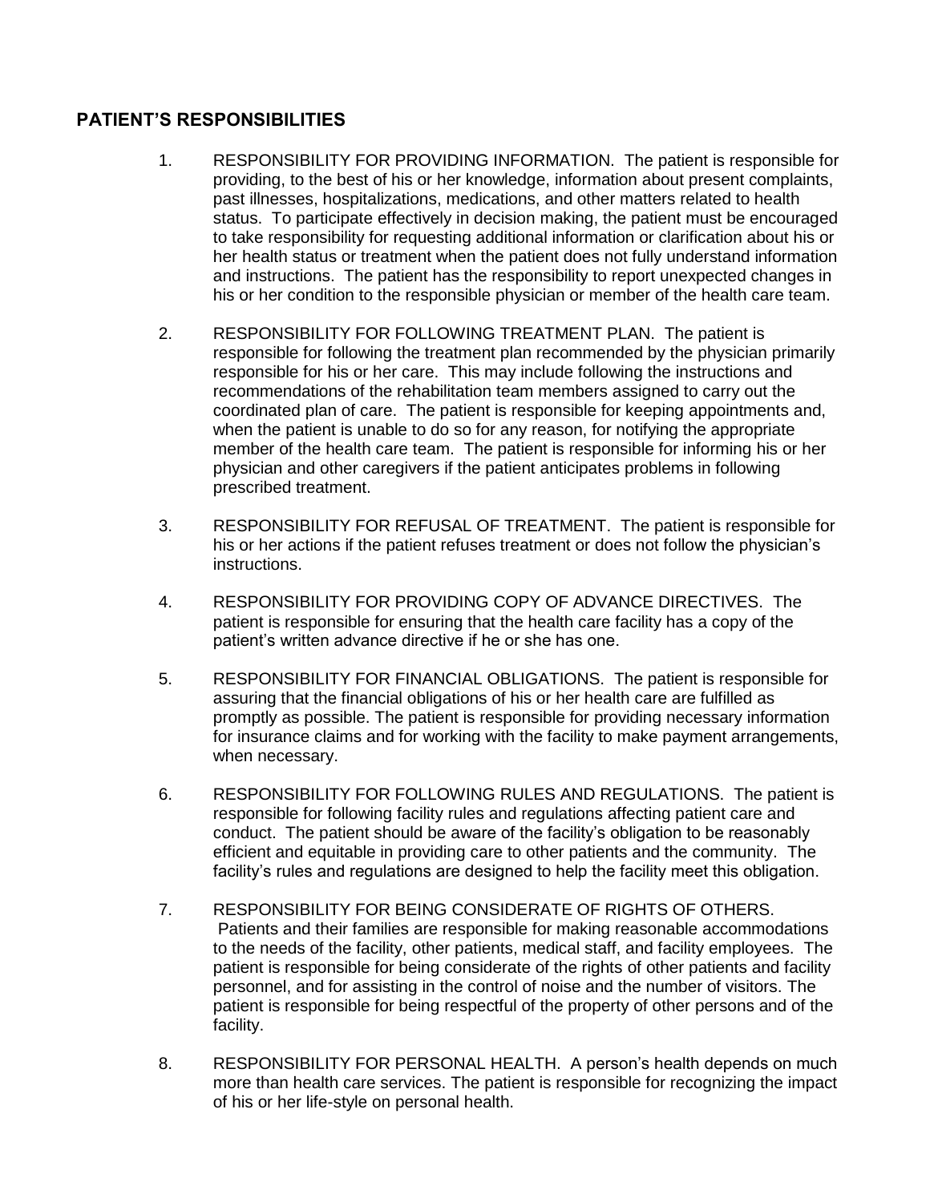## PATIENT'S RESPONSIBILITIES

1. RESPONSIBILITY FOR PROVIDING INFORMATION. The patient is responsible for providing, to the best of his or her knowledge, information about present complaints, past illnesses, hospitalizations, medications, and other matters related to health status. To participate effectively in decision making, the patient must be encouraged to take responsibility for requesting additional information or clarification about his or her health status or treatment when the patient does not fully understand information and instructions. The patient has the responsibility to report unexpected changes in his or her condition to the responsible physician or member of the health care team.

2. RESPONSIBILITY FOR FOLLOWING TREATMENT PLAN. The patient is responsible for following the treatment plan recommended by the physician primarily responsible for his or her care. This may include following the instructions and recommendations of the rehabilitation team members assigned to carry out the coordinated plan of care. The patient is responsible for keeping appointments and, when the patient is unable to do so for any reason, for notifying the appropriate member of the health care team. The patient is responsible for informing his or her physician and other caregivers if the patient anticipates problems in following prescribed treatment.

3. RESPONSIBILITY FOR REFUSAL OF TREATMENT. The patient is responsible for his or her actions if the patient refuses treatment or does not follow the physician's instructions.

4. RESPONSIBILITY FOR PROVIDING COPY OF ADVANCE DIRECTIVES. The patient is responsible for ensuring that the health care facility has a copy of the patient's written advance directive if he or she has one.

5. RESPONSIBILITY FOR FINANCIAL OBLIGATIONS. The patient is responsible for assuring that the financial obligations of his or her health care are fulfilled as promptly as possible. The patient is responsible for providing necessary information for insurance claims and for working with the facility to make payment arrangements, when necessary.

6. RESPONSIBILITY FOR FOLLOWING RULES AND REGULATIONS. The patient is responsible for following facility rules and regulations affecting patient care and conduct. The patient should be aware of the facility's obligation to be reasonably efficient and equitable in providing care to other patients and the community. The facility's rules and regulations are designed to help the facility meet this obligation.

7. RESPONSIBILITY FOR BEING CONSIDERATE OF RIGHTS OF OTHERS. Patients and their families are responsible for making reasonable accommodations to the needs of the facility, other patients, medical staff, and facility employees. The patient is responsible for being considerate of the rights of other patients and facility personnel, and for assisting in the control of noise and the number of visitors. The patient is responsible for being respectful of the property of other persons and of the facility.

8. RESPONSIBILITY FOR PERSONAL HEALTH. A person's health depends on much more than health care services. The patient is responsible for recognizing the impact of his or her life-style on personal health.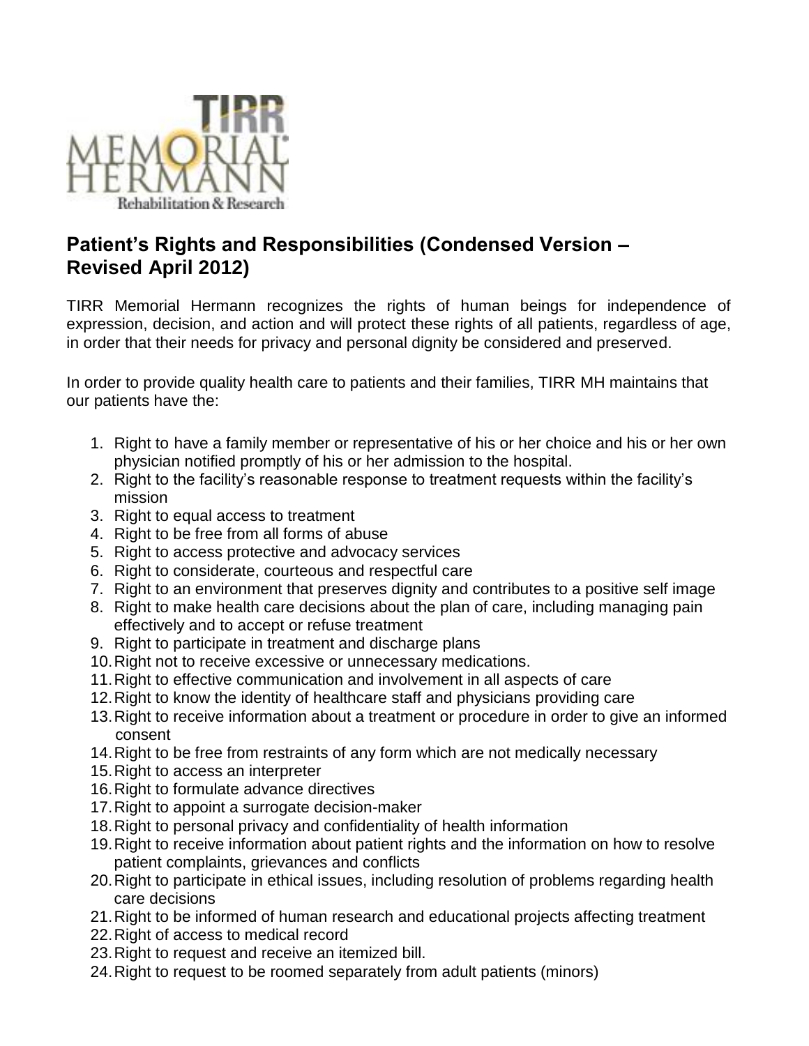## Patient's Rights and Responsibilities (Condensed Version – Revised April 2012)

TIRR Memorial Hermann recognizes the rights of human beings for independence of expression, decision, and action and will protect these rights of all patients, regardless of age, in order that their needs for privacy and personal dignity be considered and preserved.

In order to provide quality health care to patients and their families, TIRR MH maintains that our patients have the:

1. Right to have a family member or representative of his or her choice and his or her own physician notified promptly of his or her admission to the hospital.
2. Right to the facility's reasonable response to treatment requests within the facility's mission
3. Right to equal access to treatment
4. Right to be free from all forms of abuse
5. Right to access protective and advocacy services
6. Right to considerate, courteous and respectful care
7. Right to an environment that preserves dignity and contributes to a positive self image
8. Right to make health care decisions about the plan of care, including managing pain effectively and to accept or refuse treatment
9. Right to participate in treatment and discharge plans
10. Right not to receive excessive or unnecessary medications.
11. Right to effective communication and involvement in all aspects of care
12. Right to know the identity of healthcare staff and physicians providing care
13. Right to receive information about a treatment or procedure in order to give an informed consent
14. Right to be free from restraints of any form which are not medically necessary
15. Right to access an interpreter
16. Right to formulate advance directives
17. Right to appoint a surrogate decision-maker
18. Right to personal privacy and confidentiality of health information
19. Right to receive information about patient rights and the information on how to resolve patient complaints, grievances and conflicts
20. Right to participate in ethical issues, including resolution of problems regarding health care decisions
21. Right to be informed of human research and educational projects affecting treatment
22. Right of access to medical record
23. Right to request and receive an itemized bill.
24. Right to request to be roomed separately from adult patients (minors)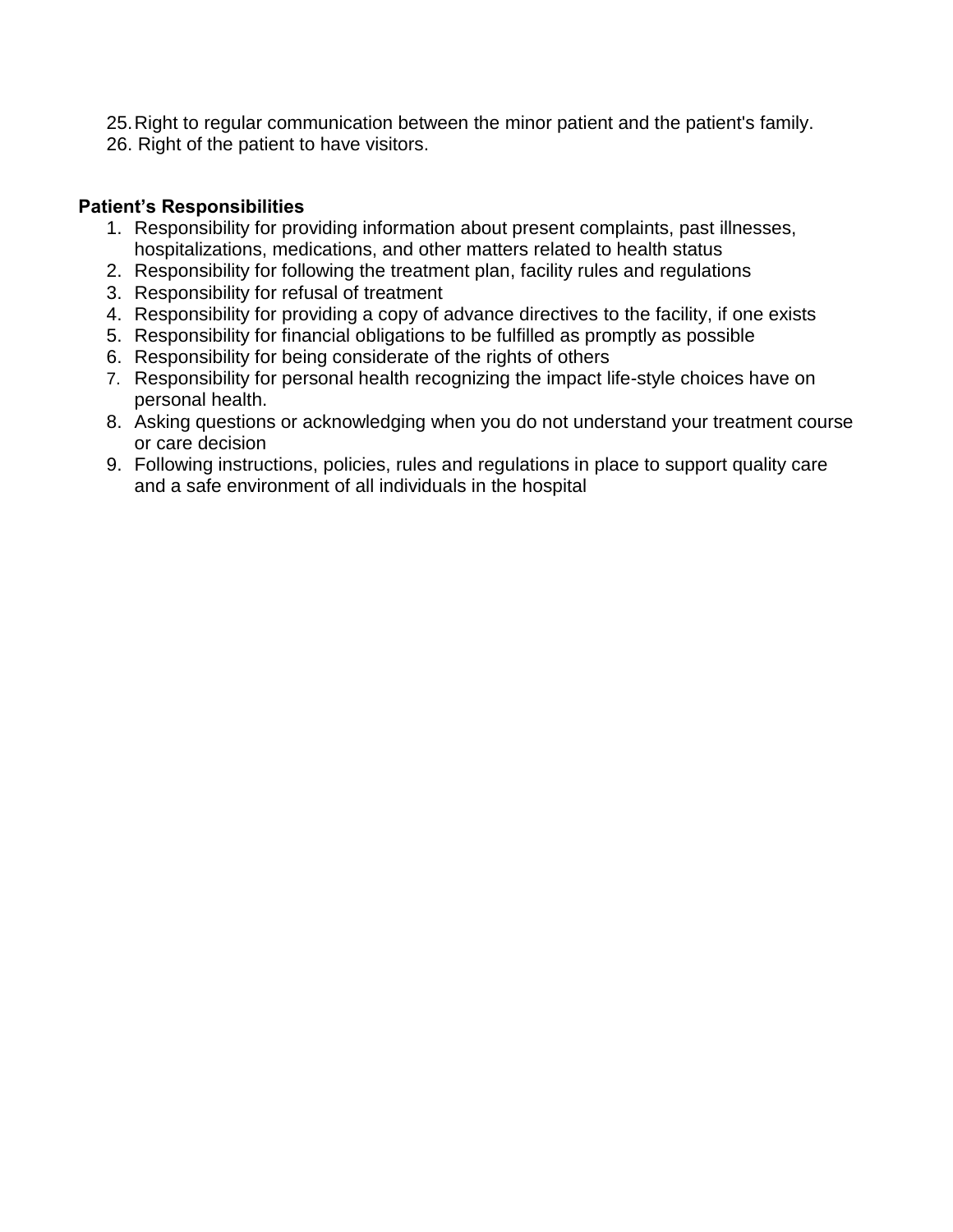25. Right to regular communication between the minor patient and the patient's family.
26. Right of the patient to have visitors.

**Patient's Responsibilities**

1. Responsibility for providing information about present complaints, past illnesses, hospitalizations, medications, and other matters related to health status
2. Responsibility for following the treatment plan, facility rules and regulations
3. Responsibility for refusal of treatment
4. Responsibility for providing a copy of advance directives to the facility, if one exists
5. Responsibility for financial obligations to be fulfilled as promptly as possible
6. Responsibility for being considerate of the rights of others
7. Responsibility for personal health recognizing the impact life-style choices have on personal health.
8. Asking questions or acknowledging when you do not understand your treatment course or care decision
9. Following instructions, policies, rules and regulations in place to support quality care and a safe environment of all individuals in the hospital